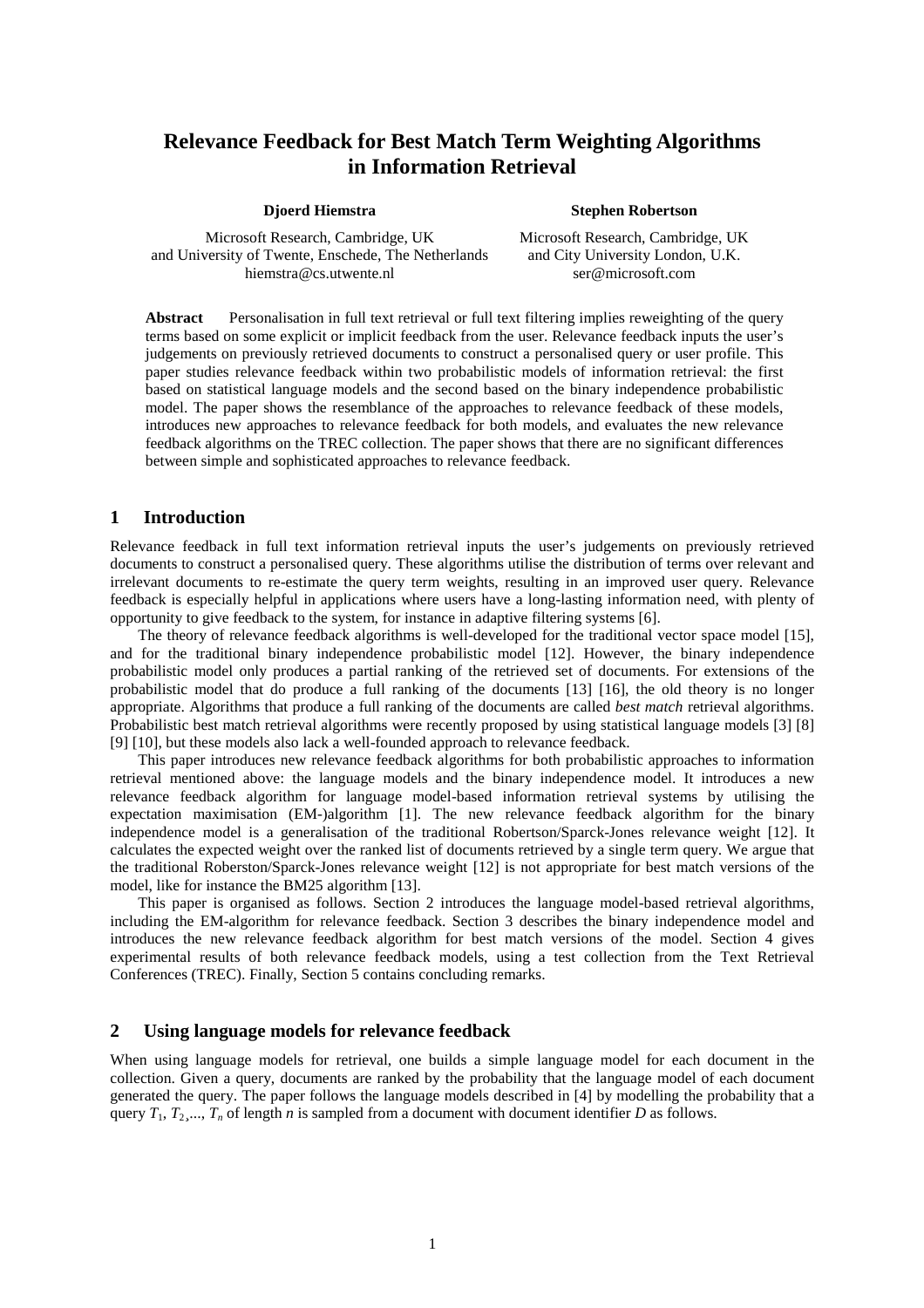# Relevance Feedback for Best Match Term Weighting Algorithms in Information Retrieval

**Djoerd Hiemstra**

Microsoft Research, Cambridge, UK
and University of Twente, Enschede, The Netherlands
hiemstra@cs.utwente.nl

**Stephen Robertson**

Microsoft Research, Cambridge, UK
and City University London, U.K.
ser@microsoft.com

**Abstract** Personalisation in full text retrieval or full text filtering implies reweighting of the query terms based on some explicit or implicit feedback from the user. Relevance feedback inputs the user's judgements on previously retrieved documents to construct a personalised query or user profile. This paper studies relevance feedback within two probabilistic models of information retrieval: the first based on statistical language models and the second based on the binary independence probabilistic model. The paper shows the resemblance of the approaches to relevance feedback of these models, introduces new approaches to relevance feedback for both models, and evaluates the new relevance feedback algorithms on the TREC collection. The paper shows that there are no significant differences between simple and sophisticated approaches to relevance feedback.

## 1 Introduction

Relevance feedback in full text information retrieval inputs the user's judgements on previously retrieved documents to construct a personalised query. These algorithms utilise the distribution of terms over relevant and irrelevant documents to re-estimate the query term weights, resulting in an improved user query. Relevance feedback is especially helpful in applications where users have a long-lasting information need, with plenty of opportunity to give feedback to the system, for instance in adaptive filtering systems [6].

The theory of relevance feedback algorithms is well-developed for the traditional vector space model [15], and for the traditional binary independence probabilistic model [12]. However, the binary independence probabilistic model only produces a partial ranking of the retrieved set of documents. For extensions of the probabilistic model that do produce a full ranking of the documents [13] [16], the old theory is no longer appropriate. Algorithms that produce a full ranking of the documents are called *best match* retrieval algorithms. Probabilistic best match retrieval algorithms were recently proposed by using statistical language models [3] [8] [9] [10], but these models also lack a well-founded approach to relevance feedback.

This paper introduces new relevance feedback algorithms for both probabilistic approaches to information retrieval mentioned above: the language models and the binary independence model. It introduces a new relevance feedback algorithm for language model-based information retrieval systems by utilising the expectation maximisation (EM-)algorithm [1]. The new relevance feedback algorithm for the binary independence model is a generalisation of the traditional Robertson/Sparck-Jones relevance weight [12]. It calculates the expected weight over the ranked list of documents retrieved by a single term query. We argue that the traditional Roberston/Sparck-Jones relevance weight [12] is not appropriate for best match versions of the model, like for instance the BM25 algorithm [13].

This paper is organised as follows. Section 2 introduces the language model-based retrieval algorithms, including the EM-algorithm for relevance feedback. Section 3 describes the binary independence model and introduces the new relevance feedback algorithm for best match versions of the model. Section 4 gives experimental results of both relevance feedback models, using a test collection from the Text Retrieval Conferences (TREC). Finally, Section 5 contains concluding remarks.

## 2 Using language models for relevance feedback

When using language models for retrieval, one builds a simple language model for each document in the collection. Given a query, documents are ranked by the probability that the language model of each document generated the query. The paper follows the language models described in [4] by modelling the probability that a query $T_1, T_2, ..., T_n$ of length $n$ is sampled from a document with document identifier $D$ as follows.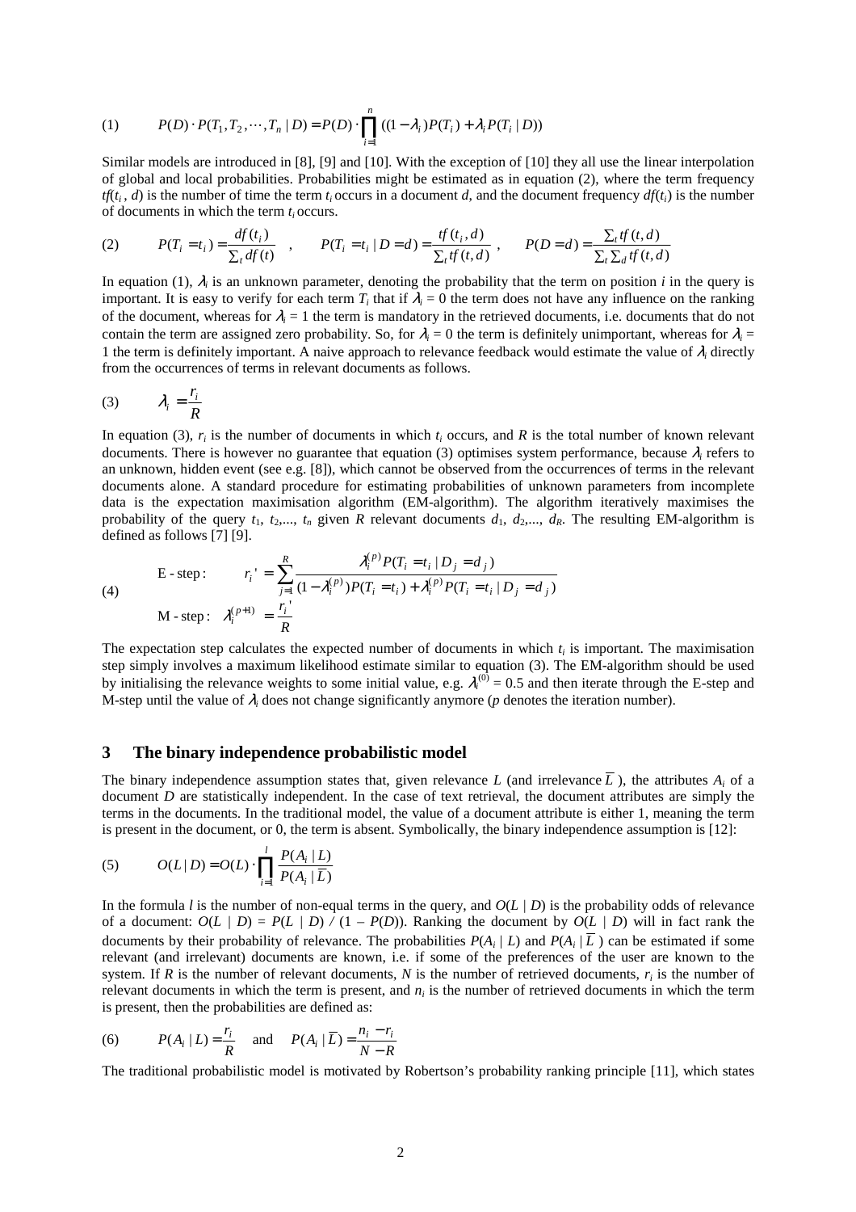$$(1) \qquad P(D) \cdot P(T_1, T_2, \cdots, T_n \mid D) = P(D) \cdot \prod_{i=1}^{n} ((1-\lambda_i)P(T_i) + \lambda_i P(T_i \mid D))$$

Similar models are introduced in [8], [9] and [10]. With the exception of [10] they all use the linear interpolation of global and local probabilities. Probabilities might be estimated as in equation (2), where the term frequency $tf(t_i, d)$ is the number of time the term $t_i$ occurs in a document $d$, and the document frequency $df(t_i)$ is the number of documents in which the term $t_i$ occurs.

$$(2) \qquad P(T_i = t_i) = \frac{df(t_i)}{\sum_t df(t)} \quad , \qquad P(T_i = t_i \mid D = d) = \frac{tf(t_i, d)}{\sum_t tf(t, d)} \; , \qquad P(D = d) = \frac{\sum_t tf(t, d)}{\sum_t \sum_d tf(t, d)}$$

In equation (1), $\lambda_i$ is an unknown parameter, denoting the probability that the term on position $i$ in the query is important. It is easy to verify for each term $T_i$ that if $\lambda_i = 0$ the term does not have any influence on the ranking of the document, whereas for $\lambda_i = 1$ the term is mandatory in the retrieved documents, i.e. documents that do not contain the term are assigned zero probability. So, for $\lambda_i = 0$ the term is definitely unimportant, whereas for $\lambda_i = 1$ the term is definitely important. A naive approach to relevance feedback would estimate the value of $\lambda_i$ directly from the occurrences of terms in relevant documents as follows.

$$(3) \qquad \lambda_i = \frac{r_i}{R}$$

In equation (3), $r_i$ is the number of documents in which $t_i$ occurs, and $R$ is the total number of known relevant documents. There is however no guarantee that equation (3) optimises system performance, because $\lambda_i$ refers to an unknown, hidden event (see e.g. [8]), which cannot be observed from the occurrences of terms in the relevant documents alone. A standard procedure for estimating probabilities of unknown parameters from incomplete data is the expectation maximisation algorithm (EM-algorithm). The algorithm iteratively maximises the probability of the query $t_1, t_2, ..., t_n$ given $R$ relevant documents $d_1, d_2, ..., d_R$. The resulting EM-algorithm is defined as follows [7] [9].

$$(4) \qquad \begin{aligned} &\text{E - step:} \qquad r_i' = \sum_{j=1}^{R} \frac{\lambda_i^{(p)} P(T_i = t_i \mid D_j = d_j)}{(1-\lambda_i^{(p)})P(T_i = t_i) + \lambda_i^{(p)} P(T_i = t_i \mid D_j = d_j)} \\ &\text{M - step:} \quad \lambda_i^{(p+1)} = \frac{r_i'}{R} \end{aligned}$$

The expectation step calculates the expected number of documents in which $t_i$ is important. The maximisation step simply involves a maximum likelihood estimate similar to equation (3). The EM-algorithm should be used by initialising the relevance weights to some initial value, e.g. $\lambda_i^{(0)} = 0.5$ and then iterate through the E-step and M-step until the value of $\lambda_i$ does not change significantly anymore ($p$ denotes the iteration number).

## 3 The binary independence probabilistic model

The binary independence assumption states that, given relevance $L$ (and irrelevance $\overline{L}$), the attributes $A_i$ of a document $D$ are statistically independent. In the case of text retrieval, the document attributes are simply the terms in the documents. In the traditional model, the value of a document attribute is either 1, meaning the term is present in the document, or 0, the term is absent. Symbolically, the binary independence assumption is [12]:

$$(5) \qquad O(L \mid D) = O(L) \cdot \prod_{i=1}^{l} \frac{P(A_i \mid L)}{P(A_i \mid \overline{L})}$$

In the formula $l$ is the number of non-equal terms in the query, and $O(L \mid D)$ is the probability odds of relevance of a document: $O(L \mid D) = P(L \mid D) \,/\, (1 - P(D))$. Ranking the document by $O(L \mid D)$ will in fact rank the documents by their probability of relevance. The probabilities $P(A_i \mid L)$ and $P(A_i \mid \overline{L})$ can be estimated if some relevant (and irrelevant) documents are known, i.e. if some of the preferences of the user are known to the system. If $R$ is the number of relevant documents, $N$ is the number of retrieved documents, $r_i$ is the number of relevant documents in which the term is present, and $n_i$ is the number of retrieved documents in which the term is present, then the probabilities are defined as:

$$(6) \qquad P(A_i \mid L) = \frac{r_i}{R} \quad \text{and} \quad P(A_i \mid \overline{L}) = \frac{n_i - r_i}{N - R}$$

The traditional probabilistic model is motivated by Robertson's probability ranking principle [11], which states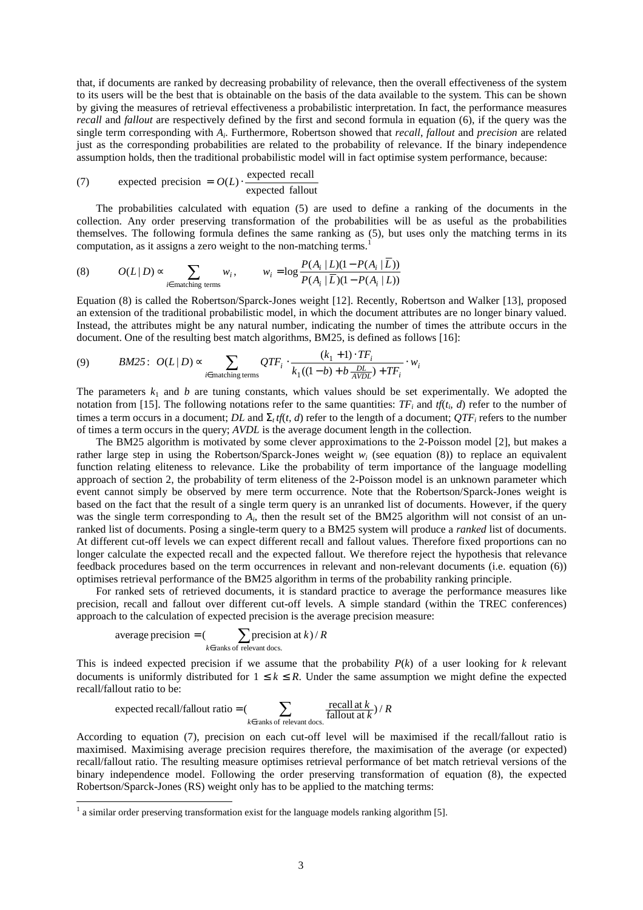that, if documents are ranked by decreasing probability of relevance, then the overall effectiveness of the system to its users will be the best that is obtainable on the basis of the data available to the system. This can be shown by giving the measures of retrieval effectiveness a probabilistic interpretation. In fact, the performance measures *recall* and *fallout* are respectively defined by the first and second formula in equation (6), if the query was the single term corresponding with $A_i$. Furthermore, Robertson showed that *recall*, *fallout* and *precision* are related just as the corresponding probabilities are related to the probability of relevance. If the binary independence assumption holds, then the traditional probabilistic model will in fact optimise system performance, because:

$$\text{(7)} \qquad \text{expected precision} = O(L) \cdot \frac{\text{expected recall}}{\text{expected fallout}}$$

The probabilities calculated with equation (5) are used to define a ranking of the documents in the collection. Any order preserving transformation of the probabilities will be as useful as the probabilities themselves. The following formula defines the same ranking as (5), but uses only the matching terms in its computation, as it assigns a zero weight to the non-matching terms.[1]

$$\text{(8)} \qquad O(L\,|\,D) \propto \sum_{i \in \text{matching terms}} w_i, \qquad w_i = \log \frac{P(A_i\,|\,L)(1-P(A_i\,|\,\overline{L}))}{P(A_i\,|\,\overline{L})(1-P(A_i\,|\,L))}$$

Equation (8) is called the Robertson/Sparck-Jones weight [12]. Recently, Robertson and Walker [13], proposed an extension of the traditional probabilistic model, in which the document attributes are no longer binary valued. Instead, the attributes might be any natural number, indicating the number of times the attribute occurs in the document. One of the resulting best match algorithms, BM25, is defined as follows [16]:

$$\text{(9)} \qquad BM25:\; O(L\,|\,D) \propto \sum_{i \in \text{matching terms}} QTF_i \cdot \frac{(k_1+1)\cdot TF_i}{k_1((1-b)+b\frac{DL}{AVDL})+TF_i} \cdot w_i$$

The parameters $k_1$ and $b$ are tuning constants, which values should be set experimentally. We adopted the notation from [15]. The following notations refer to the same quantities: $TF_i$ and $tf(t_i, d)$ refer to the number of times a term occurs in a document; $DL$ and $\Sigma_t\, tf(t, d)$ refer to the length of a document; $QTF_i$ refers to the number of times a term occurs in the query; $AVDL$ is the average document length in the collection.

The BM25 algorithm is motivated by some clever approximations to the 2-Poisson model [2], but makes a rather large step in using the Robertson/Sparck-Jones weight $w_i$ (see equation (8)) to replace an equivalent function relating eliteness to relevance. Like the probability of term importance of the language modelling approach of section 2, the probability of term eliteness of the 2-Poisson model is an unknown parameter which event cannot simply be observed by mere term occurrence. Note that the Robertson/Sparck-Jones weight is based on the fact that the result of a single term query is an unranked list of documents. However, if the query was the single term corresponding to $A_i$, then the result set of the BM25 algorithm will not consist of an unranked list of documents. Posing a single-term query to a BM25 system will produce a *ranked* list of documents. At different cut-off levels we can expect different recall and fallout values. Therefore fixed proportions can no longer calculate the expected recall and the expected fallout. We therefore reject the hypothesis that relevance feedback procedures based on the term occurrences in relevant and non-relevant documents (i.e. equation (6)) optimises retrieval performance of the BM25 algorithm in terms of the probability ranking principle.

For ranked sets of retrieved documents, it is standard practice to average the performance measures like precision, recall and fallout over different cut-off levels. A simple standard (within the TREC conferences) approach to the calculation of expected precision is the average precision measure:

$$\text{average precision} = (\sum_{k \in \text{ranks of relevant docs.}} \text{precision at } k)\,/\,R$$

This is indeed expected precision if we assume that the probability $P(k)$ of a user looking for $k$ relevant documents is uniformly distributed for $1 \leq k \leq R$. Under the same assumption we might define the expected recall/fallout ratio to be:

$$\text{expected recall/fallout ratio} = (\sum_{k \in \text{ranks of relevant docs.}} \frac{\text{recall at } k}{\text{fallout at } k})\,/\,R$$

According to equation (7), precision on each cut-off level will be maximised if the recall/fallout ratio is maximised. Maximising average precision requires therefore, the maximisation of the average (or expected) recall/fallout ratio. The resulting measure optimises retrieval performance of bet match retrieval versions of the binary independence model. Following the order preserving transformation of equation (8), the expected Robertson/Sparck-Jones (RS) weight only has to be applied to the matching terms:

[1] a similar order preserving transformation exist for the language models ranking algorithm [5].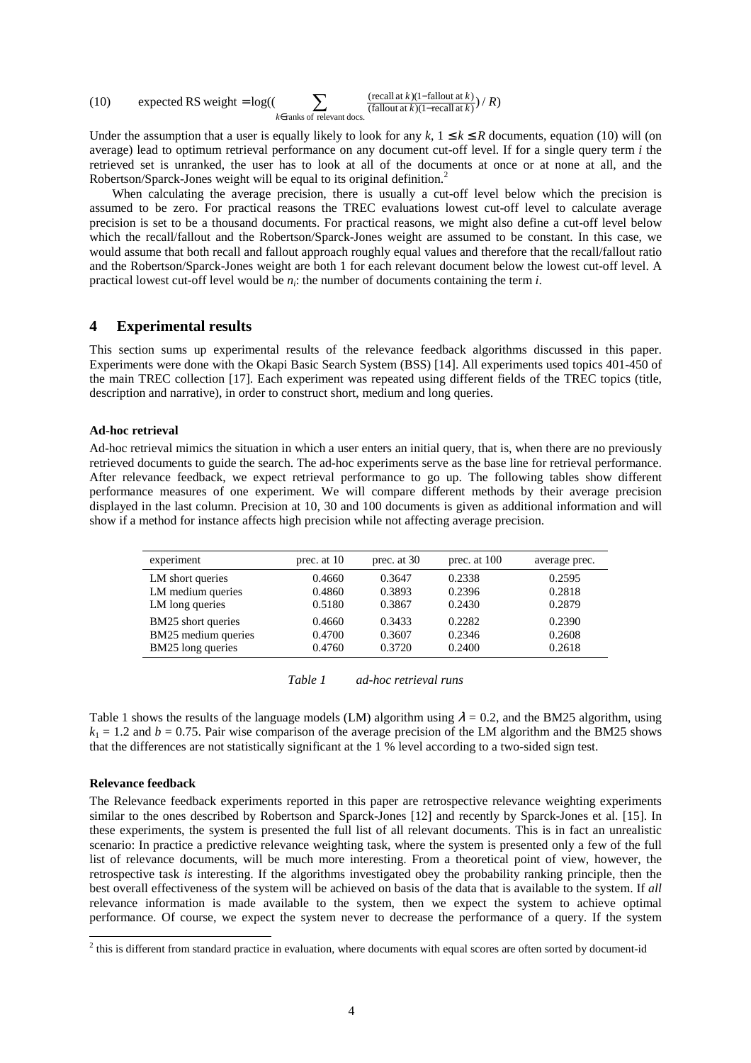$$\text{(10)} \qquad \text{expected RS weight} = \log\left(\left(\sum_{k \in \text{ranks of relevant docs.}} \frac{(\text{recall at } k)(1-\text{fallout at } k)}{(\text{fallout at } k)(1-\text{recall at } k)}\right) / R\right)$$

Under the assumption that a user is equally likely to look for any $k$, $1 \leq k \leq R$ documents, equation (10) will (on average) lead to optimum retrieval performance on any document cut-off level. If for a single query term $i$ the retrieved set is unranked, the user has to look at all of the documents at once or at none at all, and the Robertson/Sparck-Jones weight will be equal to its original definition.[2]

When calculating the average precision, there is usually a cut-off level below which the precision is assumed to be zero. For practical reasons the TREC evaluations lowest cut-off level to calculate average precision is set to be a thousand documents. For practical reasons, we might also define a cut-off level below which the recall/fallout and the Robertson/Sparck-Jones weight are assumed to be constant. In this case, we would assume that both recall and fallout approach roughly equal values and therefore that the recall/fallout ratio and the Robertson/Sparck-Jones weight are both 1 for each relevant document below the lowest cut-off level. A practical lowest cut-off level would be $n_i$: the number of documents containing the term $i$.

## 4 Experimental results

This section sums up experimental results of the relevance feedback algorithms discussed in this paper. Experiments were done with the Okapi Basic Search System (BSS) [14]. All experiments used topics 401-450 of the main TREC collection [17]. Each experiment was repeated using different fields of the TREC topics (title, description and narrative), in order to construct short, medium and long queries.

**Ad-hoc retrieval**

Ad-hoc retrieval mimics the situation in which a user enters an initial query, that is, when there are no previously retrieved documents to guide the search. The ad-hoc experiments serve as the base line for retrieval performance. After relevance feedback, we expect retrieval performance to go up. The following tables show different performance measures of one experiment. We will compare different methods by their average precision displayed in the last column. Precision at 10, 30 and 100 documents is given as additional information and will show if a method for instance affects high precision while not affecting average precision.

| experiment | prec. at 10 | prec. at 30 | prec. at 100 | average prec. |
|---|---|---|---|---|
| LM short queries | 0.4660 | 0.3647 | 0.2338 | 0.2595 |
| LM medium queries | 0.4860 | 0.3893 | 0.2396 | 0.2818 |
| LM long queries | 0.5180 | 0.3867 | 0.2430 | 0.2879 |
| BM25 short queries | 0.4660 | 0.3433 | 0.2282 | 0.2390 |
| BM25 medium queries | 0.4700 | 0.3607 | 0.2346 | 0.2608 |
| BM25 long queries | 0.4760 | 0.3720 | 0.2400 | 0.2618 |

*Table 1 ad-hoc retrieval runs*

Table 1 shows the results of the language models (LM) algorithm using $\lambda = 0.2$, and the BM25 algorithm, using $k_1 = 1.2$ and $b = 0.75$. Pair wise comparison of the average precision of the LM algorithm and the BM25 shows that the differences are not statistically significant at the 1 % level according to a two-sided sign test.

**Relevance feedback**

The Relevance feedback experiments reported in this paper are retrospective relevance weighting experiments similar to the ones described by Robertson and Sparck-Jones [12] and recently by Sparck-Jones et al. [15]. In these experiments, the system is presented the full list of all relevant documents. This is in fact an unrealistic scenario: In practice a predictive relevance weighting task, where the system is presented only a few of the full list of relevance documents, will be much more interesting. From a theoretical point of view, however, the retrospective task *is* interesting. If the algorithms investigated obey the probability ranking principle, then the best overall effectiveness of the system will be achieved on basis of the data that is available to the system. If *all* relevance information is made available to the system, then we expect the system to achieve optimal performance. Of course, we expect the system never to decrease the performance of a query. If the system

---

[2] this is different from standard practice in evaluation, where documents with equal scores are often sorted by document-id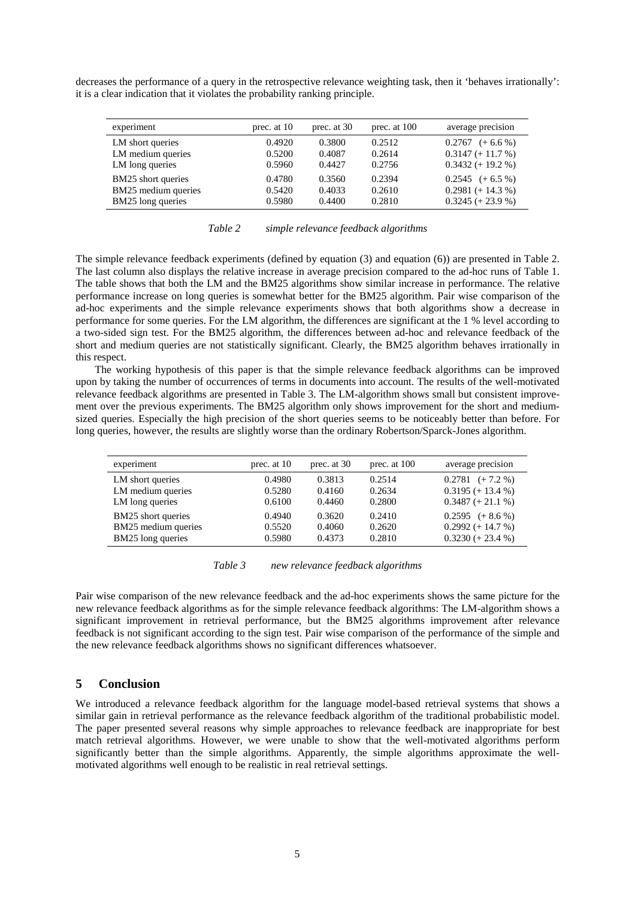decreases the performance of a query in the retrospective relevance weighting task, then it 'behaves irrationally': it is a clear indication that it violates the probability ranking principle.

| experiment | prec. at 10 | prec. at 30 | prec. at 100 | average precision |
|---|---|---|---|---|
| LM short queries | 0.4920 | 0.3800 | 0.2512 | 0.2767 (+ 6.6 %) |
| LM medium queries | 0.5200 | 0.4087 | 0.2614 | 0.3147 (+ 11.7 %) |
| LM long queries | 0.5960 | 0.4427 | 0.2756 | 0.3432 (+ 19.2 %) |
| BM25 short queries | 0.4780 | 0.3560 | 0.2394 | 0.2545 (+ 6.5 %) |
| BM25 medium queries | 0.5420 | 0.4033 | 0.2610 | 0.2981 (+ 14.3 %) |
| BM25 long queries | 0.5980 | 0.4400 | 0.2810 | 0.3245 (+ 23.9 %) |

*Table 2 simple relevance feedback algorithms*

The simple relevance feedback experiments (defined by equation (3) and equation (6)) are presented in Table 2. The last column also displays the relative increase in average precision compared to the ad-hoc runs of Table 1. The table shows that both the LM and the BM25 algorithms show similar increase in performance. The relative performance increase on long queries is somewhat better for the BM25 algorithm. Pair wise comparison of the ad-hoc experiments and the simple relevance experiments shows that both algorithms show a decrease in performance for some queries. For the LM algorithm, the differences are significant at the 1 % level according to a two-sided sign test. For the BM25 algorithm, the differences between ad-hoc and relevance feedback of the short and medium queries are not statistically significant. Clearly, the BM25 algorithm behaves irrationally in this respect.

The working hypothesis of this paper is that the simple relevance feedback algorithms can be improved upon by taking the number of occurrences of terms in documents into account. The results of the well-motivated relevance feedback algorithms are presented in Table 3. The LM-algorithm shows small but consistent improvement over the previous experiments. The BM25 algorithm only shows improvement for the short and medium-sized queries. Especially the high precision of the short queries seems to be noticeably better than before. For long queries, however, the results are slightly worse than the ordinary Robertson/Sparck-Jones algorithm.

| experiment | prec. at 10 | prec. at 30 | prec. at 100 | average precision |
|---|---|---|---|---|
| LM short queries | 0.4980 | 0.3813 | 0.2514 | 0.2781 (+ 7.2 %) |
| LM medium queries | 0.5280 | 0.4160 | 0.2634 | 0.3195 (+ 13.4 %) |
| LM long queries | 0.6100 | 0.4460 | 0.2800 | 0.3487 (+ 21.1 %) |
| BM25 short queries | 0.4940 | 0.3620 | 0.2410 | 0.2595 (+ 8.6 %) |
| BM25 medium queries | 0.5520 | 0.4060 | 0.2620 | 0.2992 (+ 14.7 %) |
| BM25 long queries | 0.5980 | 0.4373 | 0.2810 | 0.3230 (+ 23.4 %) |

*Table 3 new relevance feedback algorithms*

Pair wise comparison of the new relevance feedback and the ad-hoc experiments shows the same picture for the new relevance feedback algorithms as for the simple relevance feedback algorithms: The LM-algorithm shows a significant improvement in retrieval performance, but the BM25 algorithms improvement after relevance feedback is not significant according to the sign test. Pair wise comparison of the performance of the simple and the new relevance feedback algorithms shows no significant differences whatsoever.

## 5 Conclusion

We introduced a relevance feedback algorithm for the language model-based retrieval systems that shows a similar gain in retrieval performance as the relevance feedback algorithm of the traditional probabilistic model. The paper presented several reasons why simple approaches to relevance feedback are inappropriate for best match retrieval algorithms. However, we were unable to show that the well-motivated algorithms perform significantly better than the simple algorithms. Apparently, the simple algorithms approximate the well-motivated algorithms well enough to be realistic in real retrieval settings.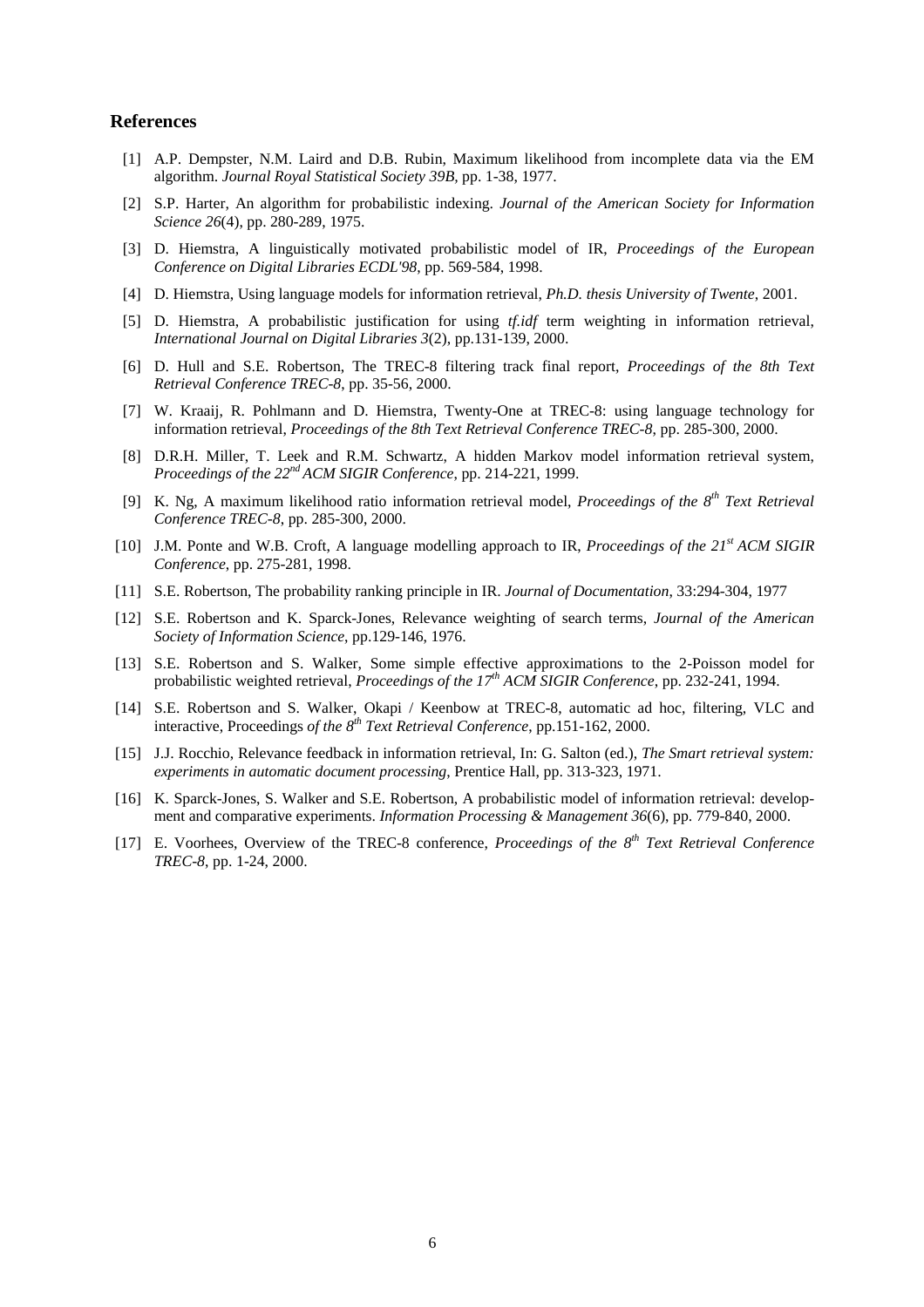## References

[1] A.P. Dempster, N.M. Laird and D.B. Rubin, Maximum likelihood from incomplete data via the EM algorithm. *Journal Royal Statistical Society 39B*, pp. 1-38, 1977.

[2] S.P. Harter, An algorithm for probabilistic indexing. *Journal of the American Society for Information Science 26*(4), pp. 280-289, 1975.

[3] D. Hiemstra, A linguistically motivated probabilistic model of IR, *Proceedings of the European Conference on Digital Libraries ECDL'98*, pp. 569-584, 1998.

[4] D. Hiemstra, Using language models for information retrieval, *Ph.D. thesis University of Twente*, 2001.

[5] D. Hiemstra, A probabilistic justification for using *tf.idf* term weighting in information retrieval, *International Journal on Digital Libraries 3*(2), pp.131-139, 2000.

[6] D. Hull and S.E. Robertson, The TREC-8 filtering track final report, *Proceedings of the 8th Text Retrieval Conference TREC-8*, pp. 35-56, 2000.

[7] W. Kraaij, R. Pohlmann and D. Hiemstra, Twenty-One at TREC-8: using language technology for information retrieval, *Proceedings of the 8th Text Retrieval Conference TREC-8*, pp. 285-300, 2000.

[8] D.R.H. Miller, T. Leek and R.M. Schwartz, A hidden Markov model information retrieval system, *Proceedings of the 22nd ACM SIGIR Conference*, pp. 214-221, 1999.

[9] K. Ng, A maximum likelihood ratio information retrieval model, *Proceedings of the 8th Text Retrieval Conference TREC-8*, pp. 285-300, 2000.

[10] J.M. Ponte and W.B. Croft, A language modelling approach to IR, *Proceedings of the 21st ACM SIGIR Conference*, pp. 275-281, 1998.

[11] S.E. Robertson, The probability ranking principle in IR. *Journal of Documentation*, 33:294-304, 1977

[12] S.E. Robertson and K. Sparck-Jones, Relevance weighting of search terms, *Journal of the American Society of Information Science*, pp.129-146, 1976.

[13] S.E. Robertson and S. Walker, Some simple effective approximations to the 2-Poisson model for probabilistic weighted retrieval, *Proceedings of the 17th ACM SIGIR Conference*, pp. 232-241, 1994.

[14] S.E. Robertson and S. Walker, Okapi / Keenbow at TREC-8, automatic ad hoc, filtering, VLC and interactive, Proceedings *of the 8th Text Retrieval Conference*, pp.151-162, 2000.

[15] J.J. Rocchio, Relevance feedback in information retrieval, In: G. Salton (ed.), *The Smart retrieval system: experiments in automatic document processing*, Prentice Hall, pp. 313-323, 1971.

[16] K. Sparck-Jones, S. Walker and S.E. Robertson, A probabilistic model of information retrieval: development and comparative experiments. *Information Processing & Management 36*(6), pp. 779-840, 2000.

[17] E. Voorhees, Overview of the TREC-8 conference, *Proceedings of the 8th Text Retrieval Conference TREC-8*, pp. 1-24, 2000.